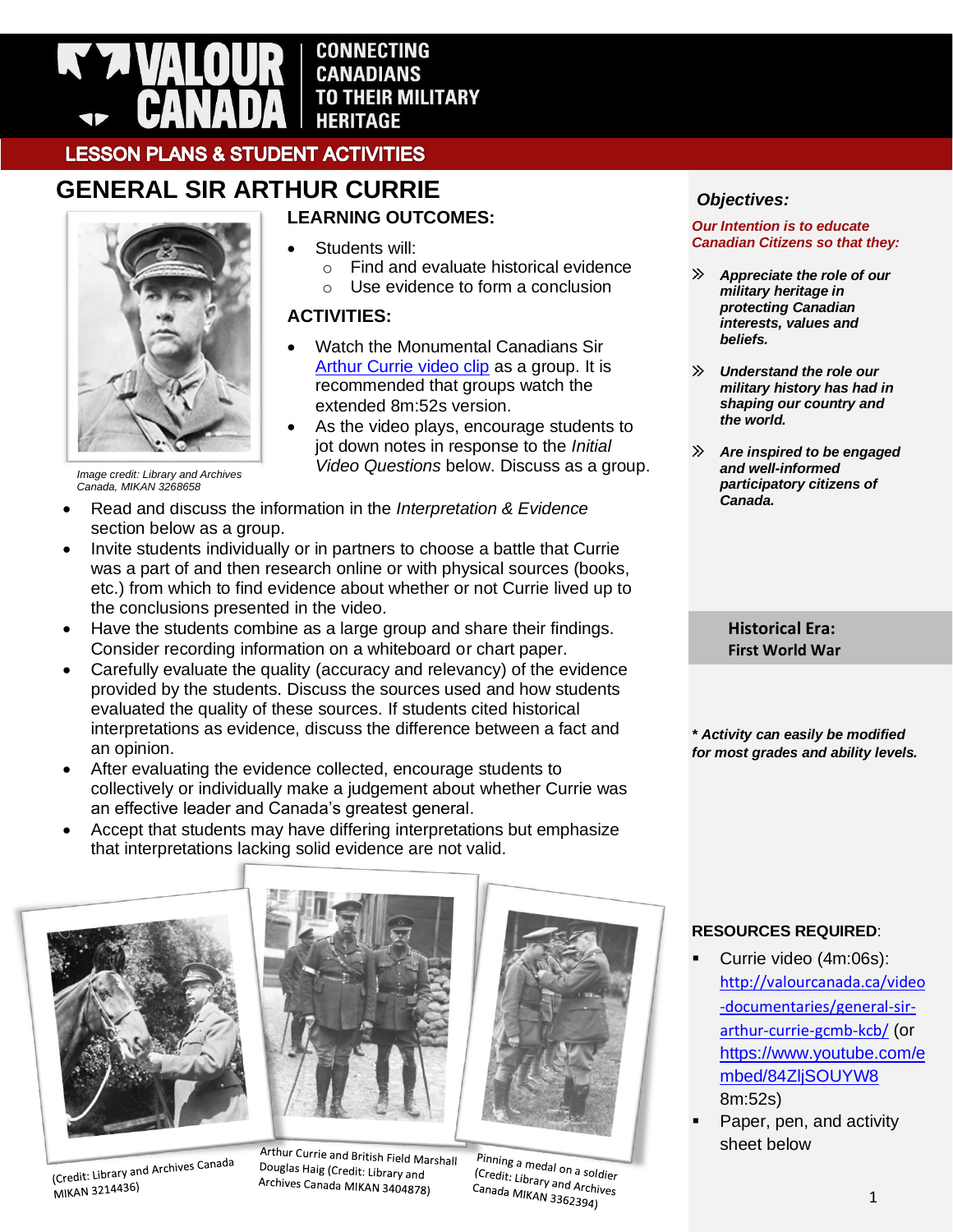VALOUR CANADA — CONNECTING CANADIANS TO THEIR MILITARY HERITAGE

LESSON PLANS & STUDENT ACTIVITIES

# GENERAL SIR ARTHUR CURRIE

*Image credit: Library and Archives Canada, MIKAN 3268658*

## LEARNING OUTCOMES:

- Students will:
  - Find and evaluate historical evidence
  - Use evidence to form a conclusion

## ACTIVITIES:

- Watch the Monumental Canadians Sir Arthur Currie video clip as a group. It is recommended that groups watch the extended 8m:52s version.
- As the video plays, encourage students to jot down notes in response to the *Initial Video Questions* below. Discuss as a group.
- Read and discuss the information in the *Interpretation & Evidence* section below as a group.
- Invite students individually or in partners to choose a battle that Currie was a part of and then research online or with physical sources (books, etc.) from which to find evidence about whether or not Currie lived up to the conclusions presented in the video.
- Have the students combine as a large group and share their findings. Consider recording information on a whiteboard or chart paper.
- Carefully evaluate the quality (accuracy and relevancy) of the evidence provided by the students. Discuss the sources used and how students evaluated the quality of these sources. If students cited historical interpretations as evidence, discuss the difference between a fact and an opinion.
- After evaluating the evidence collected, encourage students to collectively or individually make a judgement about whether Currie was an effective leader and Canada's greatest general.
- Accept that students may have differing interpretations but emphasize that interpretations lacking solid evidence are not valid.

(Credit: Library and Archives Canada MIKAN 3214436)

Arthur Currie and British Field Marshall Douglas Haig (Credit: Library and Archives Canada MIKAN 3404878)

Pinning a medal on a soldier (Credit: Library and Archives Canada MIKAN 3362394)

### *Objectives:*

***Our Intention is to educate Canadian Citizens so that they:***

- ***Appreciate the role of our military heritage in protecting Canadian interests, values and beliefs.***
- ***Understand the role our military history has had in shaping our country and the world.***
- ***Are inspired to be engaged and well-informed participatory citizens of Canada.***

**Historical Era:**
**First World War**

***\* Activity can easily be modified for most grades and ability levels.***

**RESOURCES REQUIRED**:

- Currie video (4m:06s): http://valourcanada.ca/video-documentaries/general-sir-arthur-currie-gcmb-kcb/ (or https://www.youtube.com/embed/84ZljSOUYW8 8m:52s)
- Paper, pen, and activity sheet below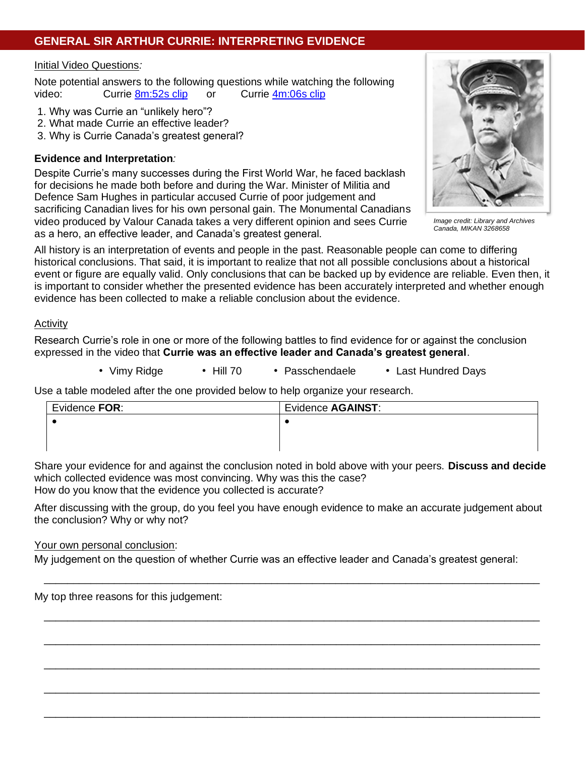## GENERAL SIR ARTHUR CURRIE: INTERPRETING EVIDENCE

Initial Video Questions*:*

Note potential answers to the following questions while watching the following video: Currie [8m:52s clip] or Currie [4m:06s clip]

1. Why was Currie an "unlikely hero"?
2. What made Currie an effective leader?
3. Why is Currie Canada's greatest general?

**Evidence and Interpretation***:*

Despite Currie's many successes during the First World War, he faced backlash for decisions he made both before and during the War. Minister of Militia and Defence Sam Hughes in particular accused Currie of poor judgement and sacrificing Canadian lives for his own personal gain. The Monumental Canadians video produced by Valour Canada takes a very different opinion and sees Currie as a hero, an effective leader, and Canada's greatest general.

*Image credit: Library and Archives Canada, MIKAN 3268658*

All history is an interpretation of events and people in the past. Reasonable people can come to differing historical conclusions. That said, it is important to realize that not all possible conclusions about a historical event or figure are equally valid. Only conclusions that can be backed up by evidence are reliable. Even then, it is important to consider whether the presented evidence has been accurately interpreted and whether enough evidence has been collected to make a reliable conclusion about the evidence.

Activity

Research Currie's role in one or more of the following battles to find evidence for or against the conclusion expressed in the video that **Currie was an effective leader and Canada's greatest general**.

- Vimy Ridge
- Hill 70
- Passchendaele
- Last Hundred Days

Use a table modeled after the one provided below to help organize your research.

| Evidence **FOR**: | Evidence **AGAINST**: |
|---|---|
| • | • |

Share your evidence for and against the conclusion noted in bold above with your peers. **Discuss and decide** which collected evidence was most convincing. Why was this the case?
How do you know that the evidence you collected is accurate?

After discussing with the group, do you feel you have enough evidence to make an accurate judgement about the conclusion? Why or why not?

Your own personal conclusion:

My judgement on the question of whether Currie was an effective leader and Canada's greatest general:

______________________________________________________________________________

My top three reasons for this judgement:

______________________________________________________________________________

______________________________________________________________________________

______________________________________________________________________________

______________________________________________________________________________

______________________________________________________________________________